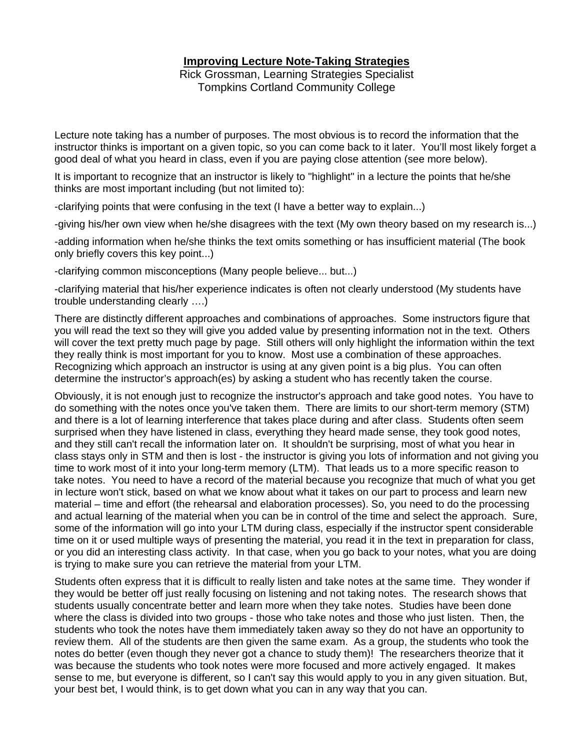# Improving Lecture Note-Taking Strategies

Rick Grossman, Learning Strategies Specialist
Tompkins Cortland Community College

Lecture note taking has a number of purposes. The most obvious is to record the information that the instructor thinks is important on a given topic, so you can come back to it later. You'll most likely forget a good deal of what you heard in class, even if you are paying close attention (see more below).

It is important to recognize that an instructor is likely to "highlight" in a lecture the points that he/she thinks are most important including (but not limited to):

-clarifying points that were confusing in the text (I have a better way to explain...)

-giving his/her own view when he/she disagrees with the text (My own theory based on my research is...)

-adding information when he/she thinks the text omits something or has insufficient material (The book only briefly covers this key point...)

-clarifying common misconceptions (Many people believe... but...)

-clarifying material that his/her experience indicates is often not clearly understood (My students have trouble understanding clearly ….)

There are distinctly different approaches and combinations of approaches. Some instructors figure that you will read the text so they will give you added value by presenting information not in the text. Others will cover the text pretty much page by page. Still others will only highlight the information within the text they really think is most important for you to know. Most use a combination of these approaches. Recognizing which approach an instructor is using at any given point is a big plus. You can often determine the instructor's approach(es) by asking a student who has recently taken the course.

Obviously, it is not enough just to recognize the instructor's approach and take good notes. You have to do something with the notes once you've taken them. There are limits to our short-term memory (STM) and there is a lot of learning interference that takes place during and after class. Students often seem surprised when they have listened in class, everything they heard made sense, they took good notes, and they still can't recall the information later on. It shouldn't be surprising, most of what you hear in class stays only in STM and then is lost - the instructor is giving you lots of information and not giving you time to work most of it into your long-term memory (LTM). That leads us to a more specific reason to take notes. You need to have a record of the material because you recognize that much of what you get in lecture won't stick, based on what we know about what it takes on our part to process and learn new material – time and effort (the rehearsal and elaboration processes). So, you need to do the processing and actual learning of the material when you can be in control of the time and select the approach. Sure, some of the information will go into your LTM during class, especially if the instructor spent considerable time on it or used multiple ways of presenting the material, you read it in the text in preparation for class, or you did an interesting class activity. In that case, when you go back to your notes, what you are doing is trying to make sure you can retrieve the material from your LTM.

Students often express that it is difficult to really listen and take notes at the same time. They wonder if they would be better off just really focusing on listening and not taking notes. The research shows that students usually concentrate better and learn more when they take notes. Studies have been done where the class is divided into two groups - those who take notes and those who just listen. Then, the students who took the notes have them immediately taken away so they do not have an opportunity to review them. All of the students are then given the same exam. As a group, the students who took the notes do better (even though they never got a chance to study them)! The researchers theorize that it was because the students who took notes were more focused and more actively engaged. It makes sense to me, but everyone is different, so I can't say this would apply to you in any given situation. But, your best bet, I would think, is to get down what you can in any way that you can.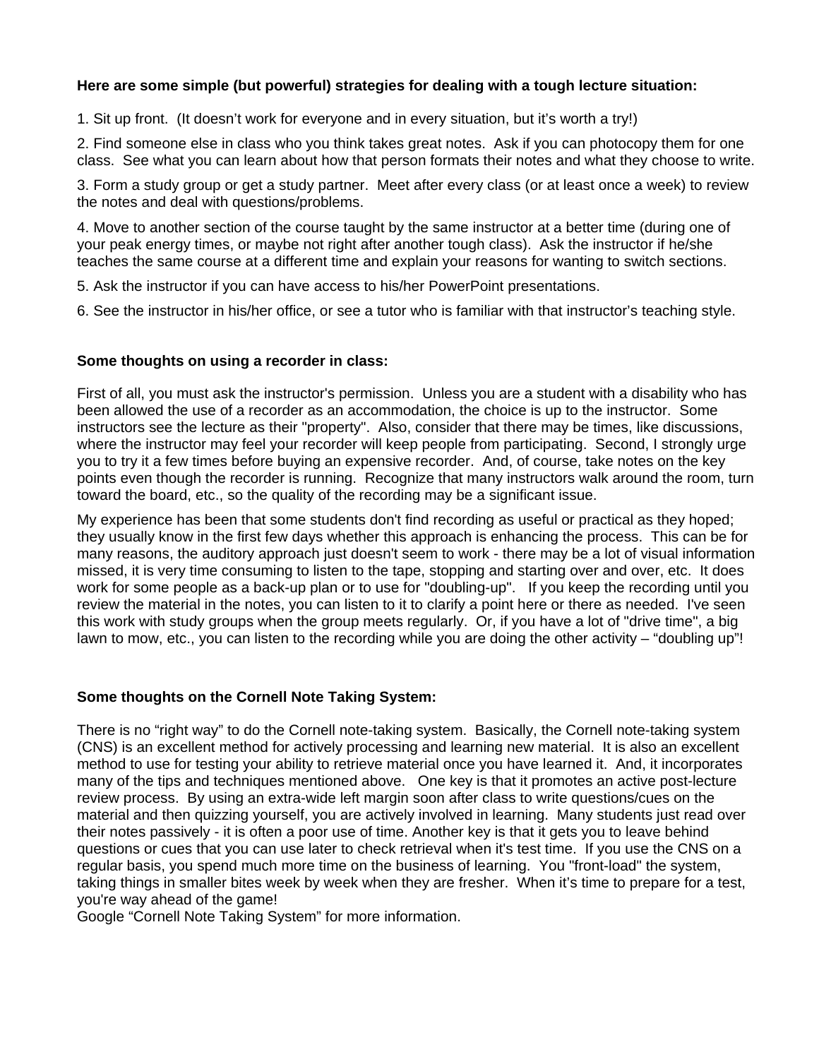**Here are some simple (but powerful) strategies for dealing with a tough lecture situation:**

1. Sit up front. (It doesn't work for everyone and in every situation, but it's worth a try!)

2. Find someone else in class who you think takes great notes. Ask if you can photocopy them for one class. See what you can learn about how that person formats their notes and what they choose to write.

3. Form a study group or get a study partner. Meet after every class (or at least once a week) to review the notes and deal with questions/problems.

4. Move to another section of the course taught by the same instructor at a better time (during one of your peak energy times, or maybe not right after another tough class). Ask the instructor if he/she teaches the same course at a different time and explain your reasons for wanting to switch sections.

5. Ask the instructor if you can have access to his/her PowerPoint presentations.

6. See the instructor in his/her office, or see a tutor who is familiar with that instructor's teaching style.

**Some thoughts on using a recorder in class:**

First of all, you must ask the instructor's permission. Unless you are a student with a disability who has been allowed the use of a recorder as an accommodation, the choice is up to the instructor. Some instructors see the lecture as their "property". Also, consider that there may be times, like discussions, where the instructor may feel your recorder will keep people from participating. Second, I strongly urge you to try it a few times before buying an expensive recorder. And, of course, take notes on the key points even though the recorder is running. Recognize that many instructors walk around the room, turn toward the board, etc., so the quality of the recording may be a significant issue.

My experience has been that some students don't find recording as useful or practical as they hoped; they usually know in the first few days whether this approach is enhancing the process. This can be for many reasons, the auditory approach just doesn't seem to work - there may be a lot of visual information missed, it is very time consuming to listen to the tape, stopping and starting over and over, etc. It does work for some people as a back-up plan or to use for "doubling-up". If you keep the recording until you review the material in the notes, you can listen to it to clarify a point here or there as needed. I've seen this work with study groups when the group meets regularly. Or, if you have a lot of "drive time", a big lawn to mow, etc., you can listen to the recording while you are doing the other activity – "doubling up"!

**Some thoughts on the Cornell Note Taking System:**

There is no "right way" to do the Cornell note-taking system. Basically, the Cornell note-taking system (CNS) is an excellent method for actively processing and learning new material. It is also an excellent method to use for testing your ability to retrieve material once you have learned it. And, it incorporates many of the tips and techniques mentioned above. One key is that it promotes an active post-lecture review process. By using an extra-wide left margin soon after class to write questions/cues on the material and then quizzing yourself, you are actively involved in learning. Many students just read over their notes passively - it is often a poor use of time. Another key is that it gets you to leave behind questions or cues that you can use later to check retrieval when it's test time. If you use the CNS on a regular basis, you spend much more time on the business of learning. You "front-load" the system, taking things in smaller bites week by week when they are fresher. When it's time to prepare for a test, you're way ahead of the game!
Google "Cornell Note Taking System" for more information.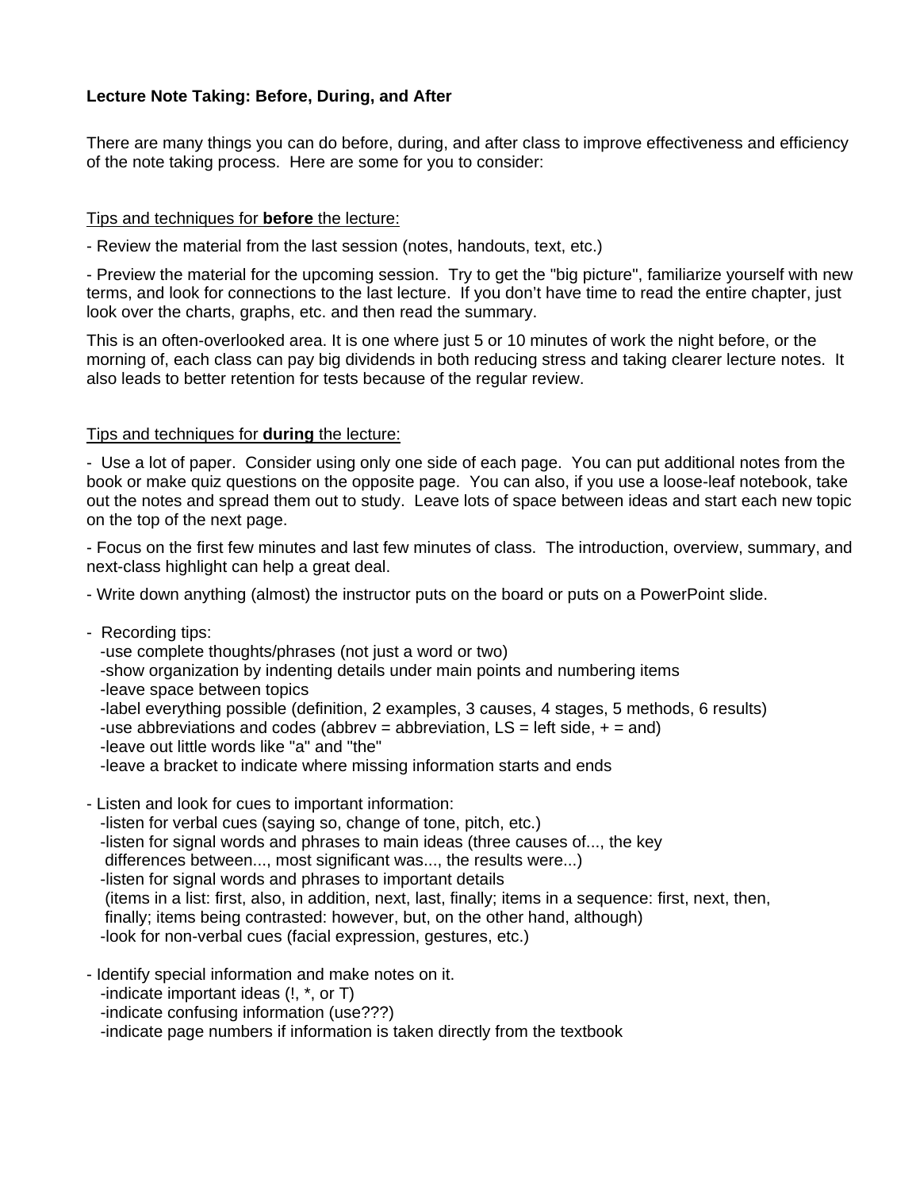**Lecture Note Taking: Before, During, and After**

There are many things you can do before, during, and after class to improve effectiveness and efficiency of the note taking process. Here are some for you to consider:

<u>Tips and techniques for **before** the lecture:</u>

- Review the material from the last session (notes, handouts, text, etc.)

- Preview the material for the upcoming session. Try to get the "big picture", familiarize yourself with new terms, and look for connections to the last lecture. If you don't have time to read the entire chapter, just look over the charts, graphs, etc. and then read the summary.

This is an often-overlooked area. It is one where just 5 or 10 minutes of work the night before, or the morning of, each class can pay big dividends in both reducing stress and taking clearer lecture notes. It also leads to better retention for tests because of the regular review.

<u>Tips and techniques for **during** the lecture:</u>

- Use a lot of paper. Consider using only one side of each page. You can put additional notes from the book or make quiz questions on the opposite page. You can also, if you use a loose-leaf notebook, take out the notes and spread them out to study. Leave lots of space between ideas and start each new topic on the top of the next page.

- Focus on the first few minutes and last few minutes of class. The introduction, overview, summary, and next-class highlight can help a great deal.

- Write down anything (almost) the instructor puts on the board or puts on a PowerPoint slide.

- Recording tips:
  - use complete thoughts/phrases (not just a word or two)
  - show organization by indenting details under main points and numbering items
  - leave space between topics
  - label everything possible (definition, 2 examples, 3 causes, 4 stages, 5 methods, 6 results)
  - use abbreviations and codes (abbrev = abbreviation, LS = left side, + = and)
  - leave out little words like "a" and "the"
  - leave a bracket to indicate where missing information starts and ends

- Listen and look for cues to important information:
  - listen for verbal cues (saying so, change of tone, pitch, etc.)
  - listen for signal words and phrases to main ideas (three causes of..., the key differences between..., most significant was..., the results were...)
  - listen for signal words and phrases to important details (items in a list: first, also, in addition, next, last, finally; items in a sequence: first, next, then, finally; items being contrasted: however, but, on the other hand, although)
  - look for non-verbal cues (facial expression, gestures, etc.)

- Identify special information and make notes on it.
  - indicate important ideas (!, *, or T)
  - indicate confusing information (use???)
  - indicate page numbers if information is taken directly from the textbook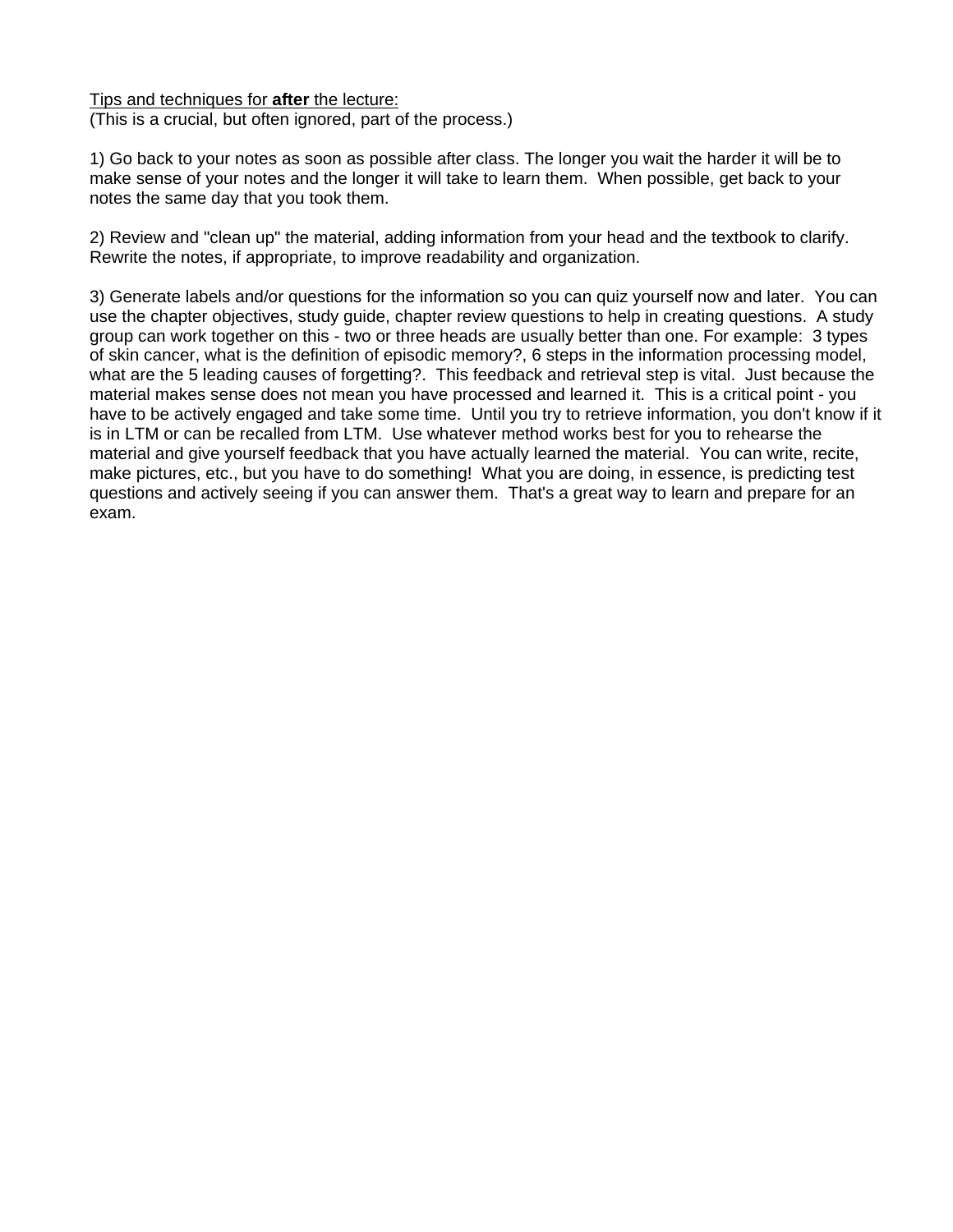<u>Tips and techniques for **after** the lecture:</u>
(This is a crucial, but often ignored, part of the process.)

1) Go back to your notes as soon as possible after class. The longer you wait the harder it will be to make sense of your notes and the longer it will take to learn them. When possible, get back to your notes the same day that you took them.

2) Review and "clean up" the material, adding information from your head and the textbook to clarify. Rewrite the notes, if appropriate, to improve readability and organization.

3) Generate labels and/or questions for the information so you can quiz yourself now and later. You can use the chapter objectives, study guide, chapter review questions to help in creating questions. A study group can work together on this - two or three heads are usually better than one. For example: 3 types of skin cancer, what is the definition of episodic memory?, 6 steps in the information processing model, what are the 5 leading causes of forgetting?. This feedback and retrieval step is vital. Just because the material makes sense does not mean you have processed and learned it. This is a critical point - you have to be actively engaged and take some time. Until you try to retrieve information, you don't know if it is in LTM or can be recalled from LTM. Use whatever method works best for you to rehearse the material and give yourself feedback that you have actually learned the material. You can write, recite, make pictures, etc., but you have to do something! What you are doing, in essence, is predicting test questions and actively seeing if you can answer them. That's a great way to learn and prepare for an exam.